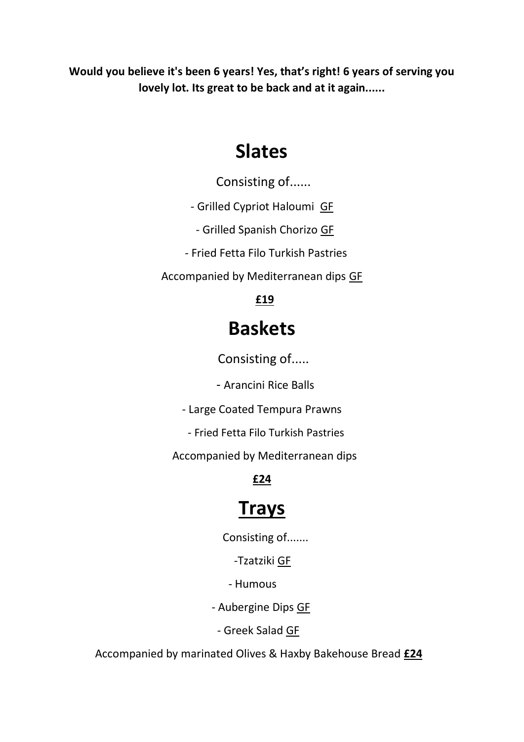**Would you believe it's been 6 years! Yes, that's right! 6 years of serving you lovely lot. Its great to be back and at it again......**

# Slates

Consisting of......

- Grilled Cypriot Haloumi GF
- Grilled Spanish Chorizo GF
- Fried Fetta Filo Turkish Pastries

Accompanied by Mediterranean dips GF

**£19**

# Baskets

Consisting of.....

- Arancini Rice Balls
- Large Coated Tempura Prawns
- Fried Fetta Filo Turkish Pastries

Accompanied by Mediterranean dips

**£24**

# Trays

Consisting of.......

- Tzatziki GF
- Humous
- Aubergine Dips GF
- Greek Salad GF

Accompanied by marinated Olives & Haxby Bakehouse Bread **£24**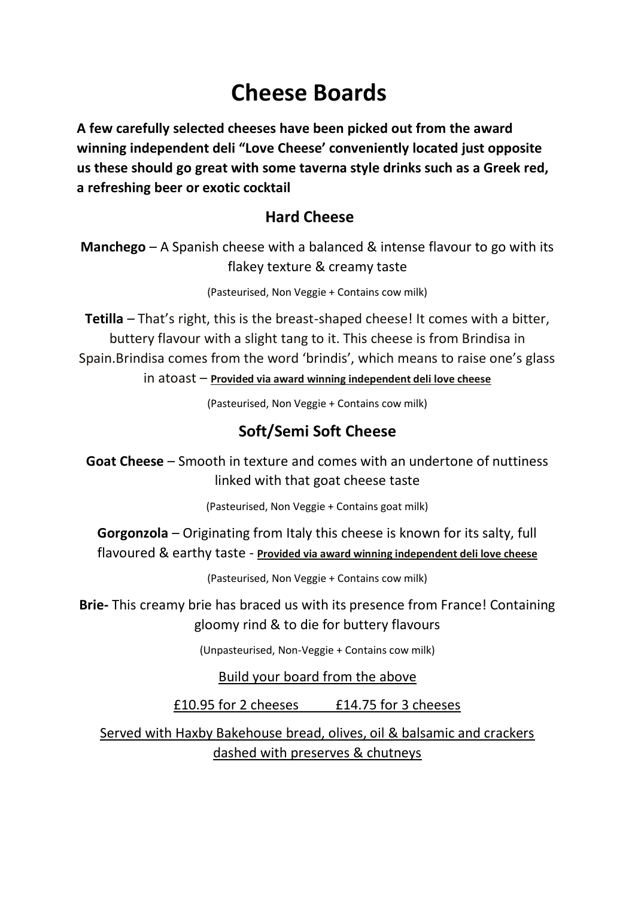# Cheese Boards

**A few carefully selected cheeses have been picked out from the award winning independent deli "Love Cheese' conveniently located just opposite us these should go great with some taverna style drinks such as a Greek red, a refreshing beer or exotic cocktail**

## Hard Cheese

**Manchego** – A Spanish cheese with a balanced & intense flavour to go with its flakey texture & creamy taste

(Pasteurised, Non Veggie + Contains cow milk)

**Tetilla** – That's right, this is the breast-shaped cheese! It comes with a bitter, buttery flavour with a slight tang to it. This cheese is from Brindisa in Spain.Brindisa comes from the word 'brindis', which means to raise one's glass in atoast – **Provided via award winning independent deli love cheese**

(Pasteurised, Non Veggie + Contains cow milk)

## Soft/Semi Soft Cheese

**Goat Cheese** – Smooth in texture and comes with an undertone of nuttiness linked with that goat cheese taste

(Pasteurised, Non Veggie + Contains goat milk)

**Gorgonzola** – Originating from Italy this cheese is known for its salty, full flavoured & earthy taste - **Provided via award winning independent deli love cheese**

(Pasteurised, Non Veggie + Contains cow milk)

**Brie-** This creamy brie has braced us with its presence from France! Containing gloomy rind & to die for buttery flavours

(Unpasteurised, Non-Veggie + Contains cow milk)

Build your board from the above

£10.95 for 2 cheeses    £14.75 for 3 cheeses

Served with Haxby Bakehouse bread, olives, oil & balsamic and crackers dashed with preserves & chutneys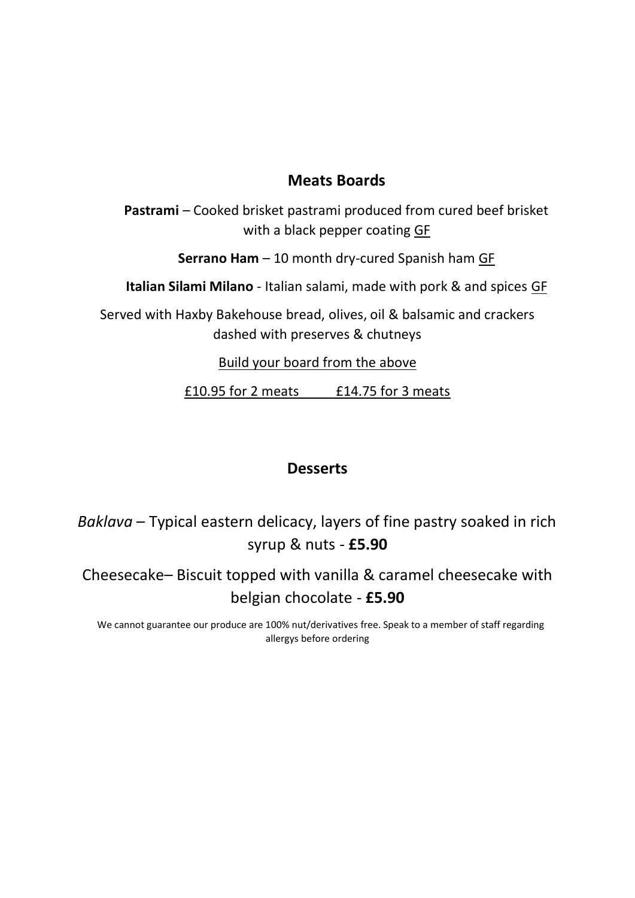## Meats Boards

**Pastrami** – Cooked brisket pastrami produced from cured beef brisket with a black pepper coating GF

**Serrano Ham** – 10 month dry-cured Spanish ham GF

**Italian Silami Milano** - Italian salami, made with pork & and spices GF

Served with Haxby Bakehouse bread, olives, oil & balsamic and crackers dashed with preserves & chutneys

Build your board from the above

£10.95 for 2 meats £14.75 for 3 meats

## Desserts

*Baklava* – Typical eastern delicacy, layers of fine pastry soaked in rich syrup & nuts - **£5.90**

Cheesecake– Biscuit topped with vanilla & caramel cheesecake with belgian chocolate - **£5.90**

We cannot guarantee our produce are 100% nut/derivatives free. Speak to a member of staff regarding allergys before ordering